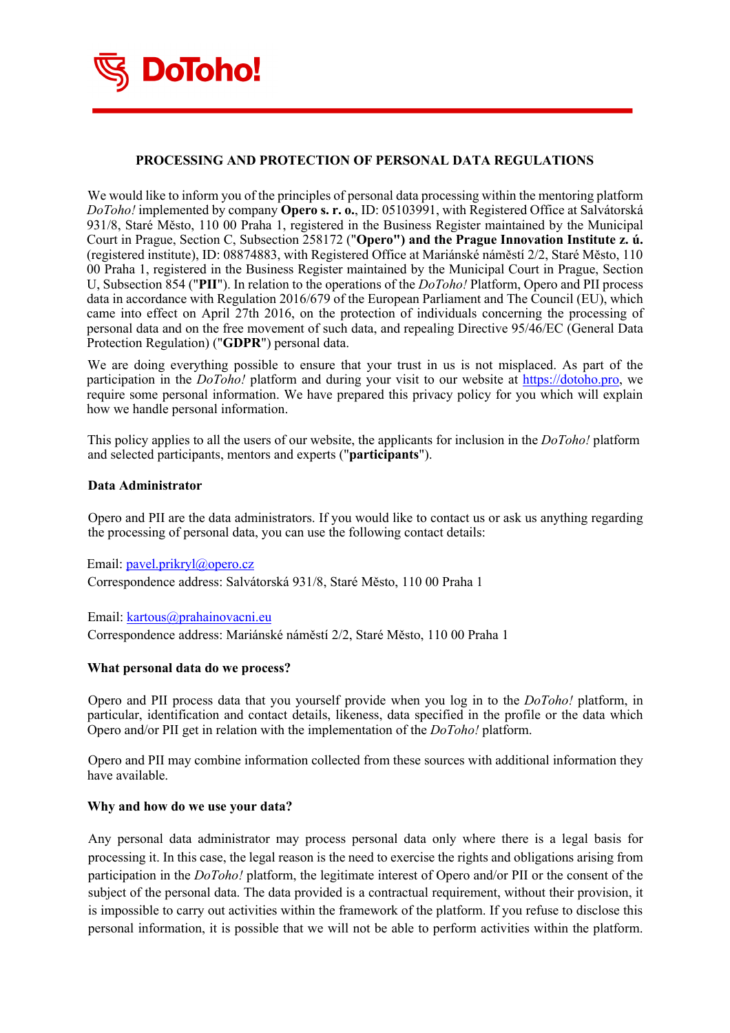**DoToho!**

# PROCESSING AND PROTECTION OF PERSONAL DATA REGULATIONS

We would like to inform you of the principles of personal data processing within the mentoring platform *DoToho!* implemented by company **Opero s. r. o.**, ID: 05103991, with Registered Office at Salvátorská 931/8, Staré Město, 110 00 Praha 1, registered in the Business Register maintained by the Municipal Court in Prague, Section C, Subsection 258172 (**"Opero") and the Prague Innovation Institute z. ú.** (registered institute), ID: 08874883, with Registered Office at Mariánské náměstí 2/2, Staré Město, 110 00 Praha 1, registered in the Business Register maintained by the Municipal Court in Prague, Section U, Subsection 854 ("**PII**"). In relation to the operations of the *DoToho!* Platform, Opero and PII process data in accordance with Regulation 2016/679 of the European Parliament and The Council (EU), which came into effect on April 27th 2016, on the protection of individuals concerning the processing of personal data and on the free movement of such data, and repealing Directive 95/46/EC (General Data Protection Regulation) ("**GDPR**") personal data.

We are doing everything possible to ensure that your trust in us is not misplaced. As part of the participation in the *DoToho!* platform and during your visit to our website at https://dotoho.pro, we require some personal information. We have prepared this privacy policy for you which will explain how we handle personal information.

This policy applies to all the users of our website, the applicants for inclusion in the *DoToho!* platform and selected participants, mentors and experts ("**participants**").

## Data Administrator

Opero and PII are the data administrators. If you would like to contact us or ask us anything regarding the processing of personal data, you can use the following contact details:

Email: pavel.prikryl@opero.cz
Correspondence address: Salvátorská 931/8, Staré Město, 110 00 Praha 1

Email: kartous@prahainovacni.eu
Correspondence address: Mariánské náměstí 2/2, Staré Město, 110 00 Praha 1

## What personal data do we process?

Opero and PII process data that you yourself provide when you log in to the *DoToho!* platform, in particular, identification and contact details, likeness, data specified in the profile or the data which Opero and/or PII get in relation with the implementation of the *DoToho!* platform.

Opero and PII may combine information collected from these sources with additional information they have available.

## Why and how do we use your data?

Any personal data administrator may process personal data only where there is a legal basis for processing it. In this case, the legal reason is the need to exercise the rights and obligations arising from participation in the *DoToho!* platform, the legitimate interest of Opero and/or PII or the consent of the subject of the personal data. The data provided is a contractual requirement, without their provision, it is impossible to carry out activities within the framework of the platform. If you refuse to disclose this personal information, it is possible that we will not be able to perform activities within the platform.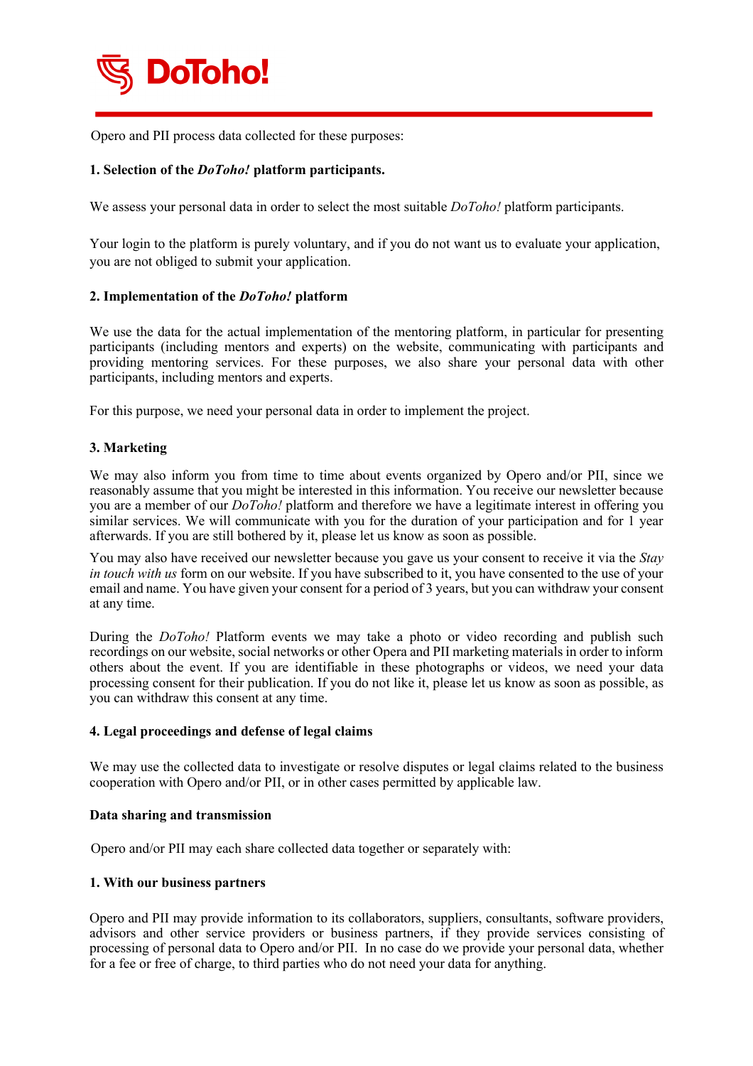Opero and PII process data collected for these purposes:

**1. Selection of the *DoToho!* platform participants.**

We assess your personal data in order to select the most suitable *DoToho!* platform participants.

Your login to the platform is purely voluntary, and if you do not want us to evaluate your application, you are not obliged to submit your application.

**2. Implementation of the *DoToho!* platform**

We use the data for the actual implementation of the mentoring platform, in particular for presenting participants (including mentors and experts) on the website, communicating with participants and providing mentoring services. For these purposes, we also share your personal data with other participants, including mentors and experts.

For this purpose, we need your personal data in order to implement the project.

**3. Marketing**

We may also inform you from time to time about events organized by Opero and/or PII, since we reasonably assume that you might be interested in this information. You receive our newsletter because you are a member of our *DoToho!* platform and therefore we have a legitimate interest in offering you similar services. We will communicate with you for the duration of your participation and for 1 year afterwards. If you are still bothered by it, please let us know as soon as possible.

You may also have received our newsletter because you gave us your consent to receive it via the *Stay in touch with us* form on our website. If you have subscribed to it, you have consented to the use of your email and name. You have given your consent for a period of 3 years, but you can withdraw your consent at any time.

During the *DoToho!* Platform events we may take a photo or video recording and publish such recordings on our website, social networks or other Opera and PII marketing materials in order to inform others about the event. If you are identifiable in these photographs or videos, we need your data processing consent for their publication. If you do not like it, please let us know as soon as possible, as you can withdraw this consent at any time.

**4. Legal proceedings and defense of legal claims**

We may use the collected data to investigate or resolve disputes or legal claims related to the business cooperation with Opero and/or PII, or in other cases permitted by applicable law.

**Data sharing and transmission**

Opero and/or PII may each share collected data together or separately with:

**1. With our business partners**

Opero and PII may provide information to its collaborators, suppliers, consultants, software providers, advisors and other service providers or business partners, if they provide services consisting of processing of personal data to Opero and/or PII. In no case do we provide your personal data, whether for a fee or free of charge, to third parties who do not need your data for anything.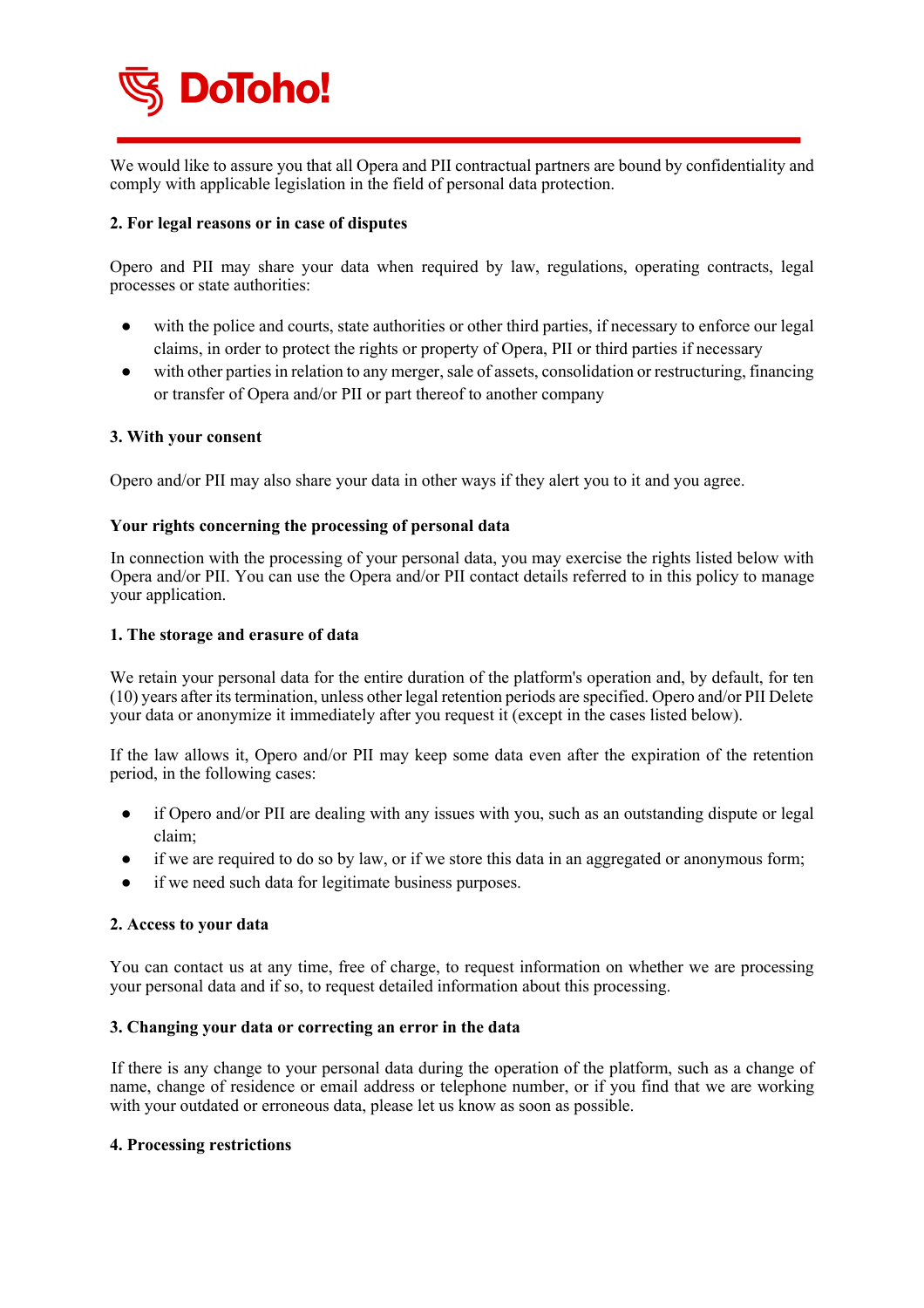We would like to assure you that all Opera and PII contractual partners are bound by confidentiality and comply with applicable legislation in the field of personal data protection.

**2. For legal reasons or in case of disputes**

Opero and PII may share your data when required by law, regulations, operating contracts, legal processes or state authorities:

- with the police and courts, state authorities or other third parties, if necessary to enforce our legal claims, in order to protect the rights or property of Opera, PII or third parties if necessary
- with other parties in relation to any merger, sale of assets, consolidation or restructuring, financing or transfer of Opera and/or PII or part thereof to another company

**3. With your consent**

Opero and/or PII may also share your data in other ways if they alert you to it and you agree.

**Your rights concerning the processing of personal data**

In connection with the processing of your personal data, you may exercise the rights listed below with Opera and/or PII. You can use the Opera and/or PII contact details referred to in this policy to manage your application.

**1. The storage and erasure of data**

We retain your personal data for the entire duration of the platform's operation and, by default, for ten (10) years after its termination, unless other legal retention periods are specified. Opero and/or PII Delete your data or anonymize it immediately after you request it (except in the cases listed below).

If the law allows it, Opero and/or PII may keep some data even after the expiration of the retention period, in the following cases:

- if Opero and/or PII are dealing with any issues with you, such as an outstanding dispute or legal claim;
- if we are required to do so by law, or if we store this data in an aggregated or anonymous form;
- if we need such data for legitimate business purposes.

**2. Access to your data**

You can contact us at any time, free of charge, to request information on whether we are processing your personal data and if so, to request detailed information about this processing.

**3. Changing your data or correcting an error in the data**

If there is any change to your personal data during the operation of the platform, such as a change of name, change of residence or email address or telephone number, or if you find that we are working with your outdated or erroneous data, please let us know as soon as possible.

**4. Processing restrictions**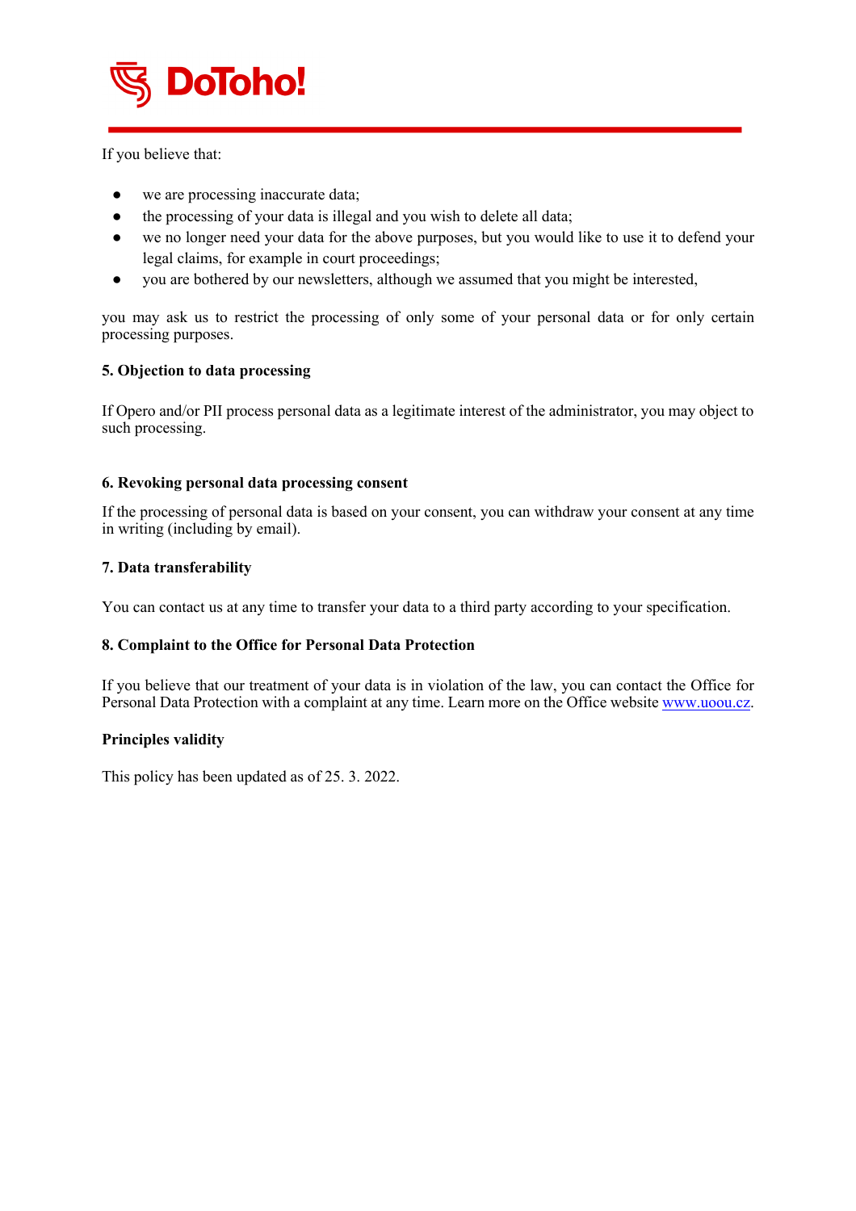If you believe that:

- we are processing inaccurate data;
- the processing of your data is illegal and you wish to delete all data;
- we no longer need your data for the above purposes, but you would like to use it to defend your legal claims, for example in court proceedings;
- you are bothered by our newsletters, although we assumed that you might be interested,

you may ask us to restrict the processing of only some of your personal data or for only certain processing purposes.

**5. Objection to data processing**

If Opero and/or PII process personal data as a legitimate interest of the administrator, you may object to such processing.

**6. Revoking personal data processing consent**

If the processing of personal data is based on your consent, you can withdraw your consent at any time in writing (including by email).

**7. Data transferability**

You can contact us at any time to transfer your data to a third party according to your specification.

**8. Complaint to the Office for Personal Data Protection**

If you believe that our treatment of your data is in violation of the law, you can contact the Office for Personal Data Protection with a complaint at any time. Learn more on the Office website [www.uoou.cz](http://www.uoou.cz).

**Principles validity**

This policy has been updated as of 25. 3. 2022.